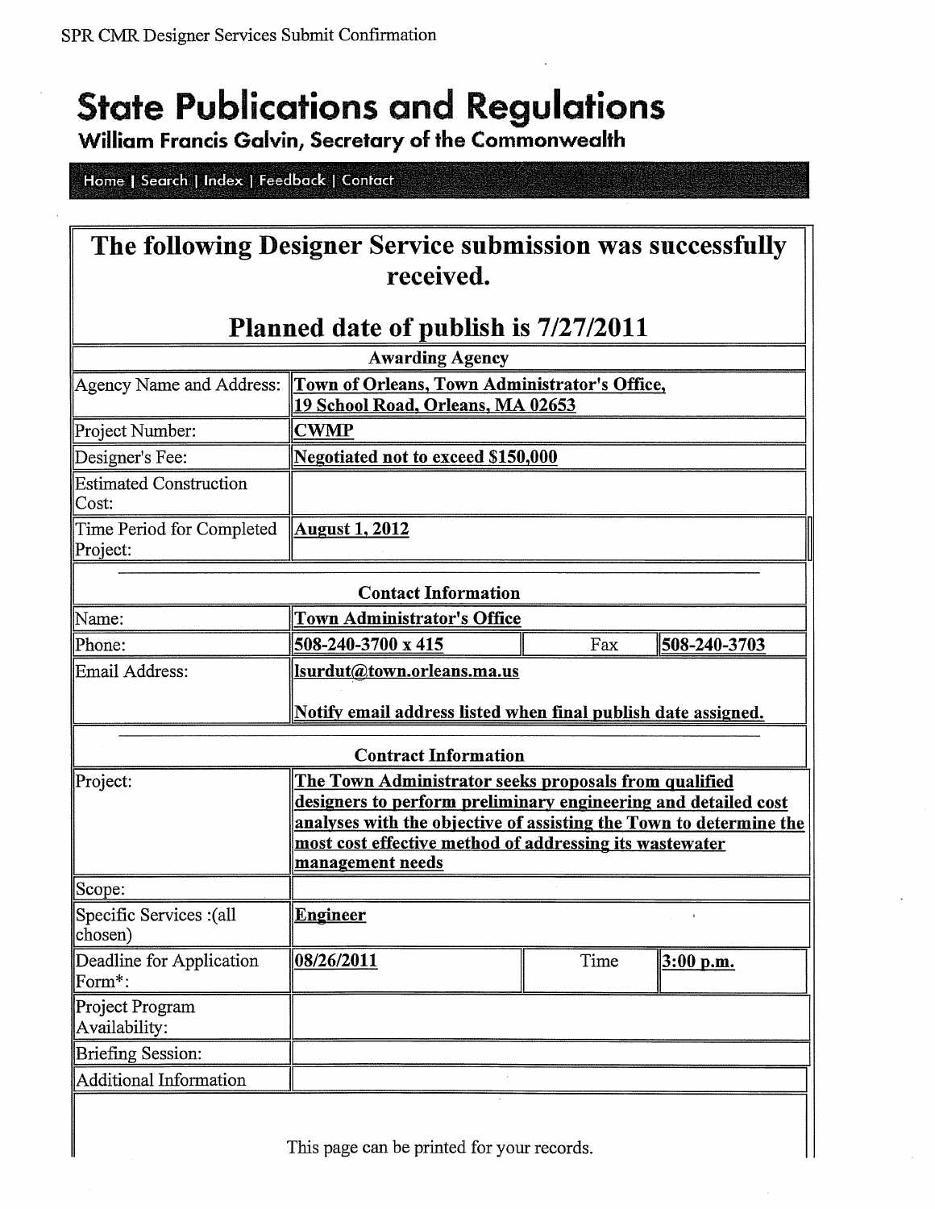SPR CMR Designer Services Submit Confirmation

# State Publications and Regulations

**William Francis Galvin, Secretary of the Commonwealth**

Home | Search | Index | Feedback | Contact

## The following Designer Service submission was successfully received.

## Planned date of publish is 7/27/2011

| Awarding Agency | | | |
|---|---|---|---|
| Agency Name and Address: | **Town of Orleans, Town Administrator's Office, 19 School Road, Orleans, MA 02653** | | |
| Project Number: | **CWMP** | | |
| Designer's Fee: | **Negotiated not to exceed $150,000** | | |
| Estimated Construction Cost: | | | |
| Time Period for Completed Project: | **August 1, 2012** | | |
| **Contact Information** | | | |
| Name: | **Town Administrator's Office** | | |
| Phone: | **508-240-3700 x 415** | Fax | **508-240-3703** |
| Email Address: | **lsurdut@town.orleans.ma.us** Notify email address listed when final publish date assigned. | | |
| **Contract Information** | | | |
| Project: | **The Town Administrator seeks proposals from qualified designers to perform preliminary engineering and detailed cost analyses with the objective of assisting the Town to determine the most cost effective method of addressing its wastewater management needs** | | |
| Scope: | | | |
| Specific Services :(all chosen) | **Engineer** | | |
| Deadline for Application Form*: | **08/26/2011** | Time | **3:00 p.m.** |
| Project Program Availability: | | | |
| Briefing Session: | | | |
| Additional Information | | | |

This page can be printed for your records.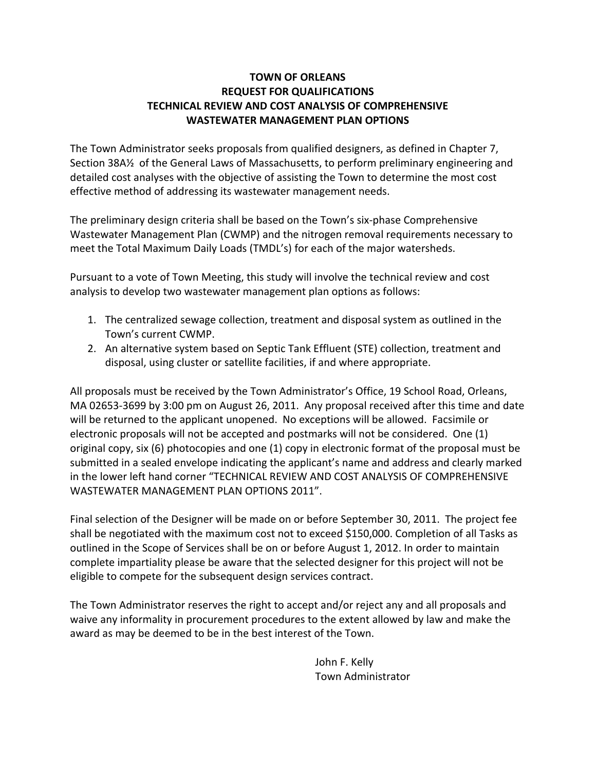**TOWN OF ORLEANS**
**REQUEST FOR QUALIFICATIONS**
**TECHNICAL REVIEW AND COST ANALYSIS OF COMPREHENSIVE WASTEWATER MANAGEMENT PLAN OPTIONS**

The Town Administrator seeks proposals from qualified designers, as defined in Chapter 7, Section 38A½ of the General Laws of Massachusetts, to perform preliminary engineering and detailed cost analyses with the objective of assisting the Town to determine the most cost effective method of addressing its wastewater management needs.

The preliminary design criteria shall be based on the Town's six-phase Comprehensive Wastewater Management Plan (CWMP) and the nitrogen removal requirements necessary to meet the Total Maximum Daily Loads (TMDL's) for each of the major watersheds.

Pursuant to a vote of Town Meeting, this study will involve the technical review and cost analysis to develop two wastewater management plan options as follows:

1. The centralized sewage collection, treatment and disposal system as outlined in the Town's current CWMP.
2. An alternative system based on Septic Tank Effluent (STE) collection, treatment and disposal, using cluster or satellite facilities, if and where appropriate.

All proposals must be received by the Town Administrator's Office, 19 School Road, Orleans, MA 02653-3699 by 3:00 pm on August 26, 2011. Any proposal received after this time and date will be returned to the applicant unopened. No exceptions will be allowed. Facsimile or electronic proposals will not be accepted and postmarks will not be considered. One (1) original copy, six (6) photocopies and one (1) copy in electronic format of the proposal must be submitted in a sealed envelope indicating the applicant's name and address and clearly marked in the lower left hand corner "TECHNICAL REVIEW AND COST ANALYSIS OF COMPREHENSIVE WASTEWATER MANAGEMENT PLAN OPTIONS 2011".

Final selection of the Designer will be made on or before September 30, 2011. The project fee shall be negotiated with the maximum cost not to exceed $150,000. Completion of all Tasks as outlined in the Scope of Services shall be on or before August 1, 2012. In order to maintain complete impartiality please be aware that the selected designer for this project will not be eligible to compete for the subsequent design services contract.

The Town Administrator reserves the right to accept and/or reject any and all proposals and waive any informality in procurement procedures to the extent allowed by law and make the award as may be deemed to be in the best interest of the Town.

John F. Kelly
Town Administrator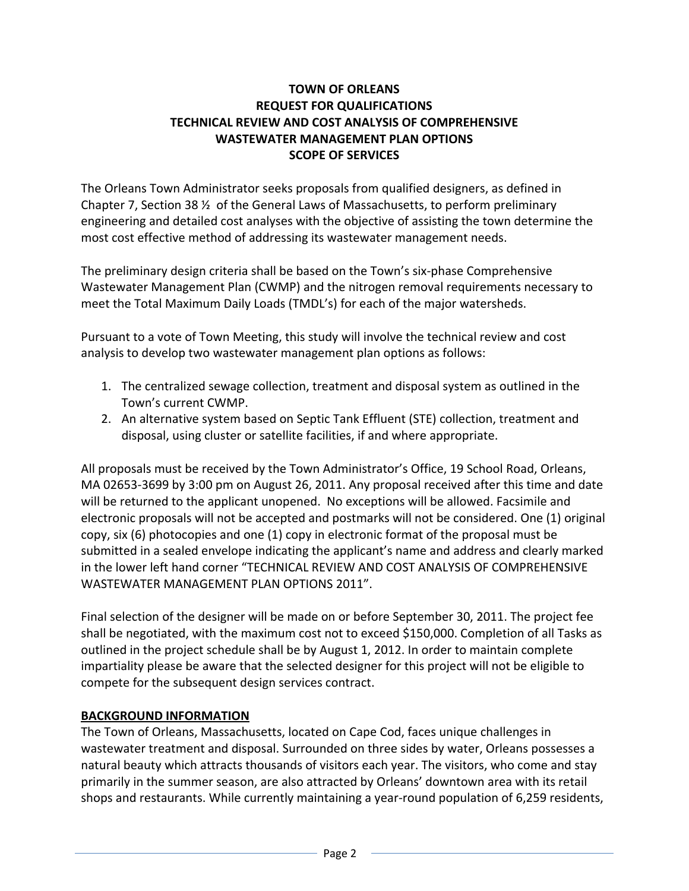**TOWN OF ORLEANS**
**REQUEST FOR QUALIFICATIONS**
**TECHNICAL REVIEW AND COST ANALYSIS OF COMPREHENSIVE WASTEWATER MANAGEMENT PLAN OPTIONS**
**SCOPE OF SERVICES**

The Orleans Town Administrator seeks proposals from qualified designers, as defined in Chapter 7, Section 38 ½ of the General Laws of Massachusetts, to perform preliminary engineering and detailed cost analyses with the objective of assisting the town determine the most cost effective method of addressing its wastewater management needs.

The preliminary design criteria shall be based on the Town's six-phase Comprehensive Wastewater Management Plan (CWMP) and the nitrogen removal requirements necessary to meet the Total Maximum Daily Loads (TMDL's) for each of the major watersheds.

Pursuant to a vote of Town Meeting, this study will involve the technical review and cost analysis to develop two wastewater management plan options as follows:

1. The centralized sewage collection, treatment and disposal system as outlined in the Town's current CWMP.
2. An alternative system based on Septic Tank Effluent (STE) collection, treatment and disposal, using cluster or satellite facilities, if and where appropriate.

All proposals must be received by the Town Administrator's Office, 19 School Road, Orleans, MA 02653-3699 by 3:00 pm on August 26, 2011. Any proposal received after this time and date will be returned to the applicant unopened. No exceptions will be allowed. Facsimile and electronic proposals will not be accepted and postmarks will not be considered. One (1) original copy, six (6) photocopies and one (1) copy in electronic format of the proposal must be submitted in a sealed envelope indicating the applicant's name and address and clearly marked in the lower left hand corner "TECHNICAL REVIEW AND COST ANALYSIS OF COMPREHENSIVE WASTEWATER MANAGEMENT PLAN OPTIONS 2011".

Final selection of the designer will be made on or before September 30, 2011. The project fee shall be negotiated, with the maximum cost not to exceed $150,000. Completion of all Tasks as outlined in the project schedule shall be by August 1, 2012. In order to maintain complete impartiality please be aware that the selected designer for this project will not be eligible to compete for the subsequent design services contract.

**BACKGROUND INFORMATION**

The Town of Orleans, Massachusetts, located on Cape Cod, faces unique challenges in wastewater treatment and disposal. Surrounded on three sides by water, Orleans possesses a natural beauty which attracts thousands of visitors each year. The visitors, who come and stay primarily in the summer season, are also attracted by Orleans' downtown area with its retail shops and restaurants. While currently maintaining a year-round population of 6,259 residents,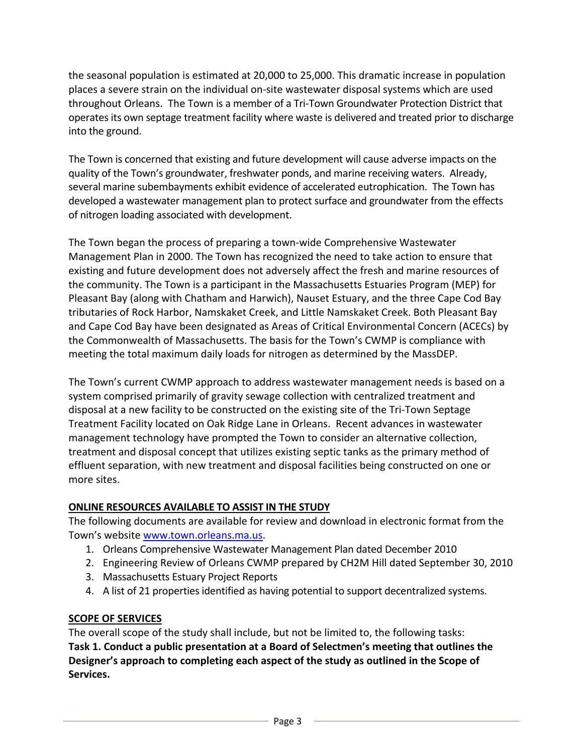the seasonal population is estimated at 20,000 to 25,000. This dramatic increase in population places a severe strain on the individual on-site wastewater disposal systems which are used throughout Orleans. The Town is a member of a Tri-Town Groundwater Protection District that operates its own septage treatment facility where waste is delivered and treated prior to discharge into the ground.

The Town is concerned that existing and future development will cause adverse impacts on the quality of the Town's groundwater, freshwater ponds, and marine receiving waters. Already, several marine subembayments exhibit evidence of accelerated eutrophication. The Town has developed a wastewater management plan to protect surface and groundwater from the effects of nitrogen loading associated with development.

The Town began the process of preparing a town-wide Comprehensive Wastewater Management Plan in 2000. The Town has recognized the need to take action to ensure that existing and future development does not adversely affect the fresh and marine resources of the community. The Town is a participant in the Massachusetts Estuaries Program (MEP) for Pleasant Bay (along with Chatham and Harwich), Nauset Estuary, and the three Cape Cod Bay tributaries of Rock Harbor, Namskaket Creek, and Little Namskaket Creek. Both Pleasant Bay and Cape Cod Bay have been designated as Areas of Critical Environmental Concern (ACECs) by the Commonwealth of Massachusetts. The basis for the Town's CWMP is compliance with meeting the total maximum daily loads for nitrogen as determined by the MassDEP.

The Town's current CWMP approach to address wastewater management needs is based on a system comprised primarily of gravity sewage collection with centralized treatment and disposal at a new facility to be constructed on the existing site of the Tri-Town Septage Treatment Facility located on Oak Ridge Lane in Orleans. Recent advances in wastewater management technology have prompted the Town to consider an alternative collection, treatment and disposal concept that utilizes existing septic tanks as the primary method of effluent separation, with new treatment and disposal facilities being constructed on one or more sites.

**ONLINE RESOURCES AVAILABLE TO ASSIST IN THE STUDY**

The following documents are available for review and download in electronic format from the Town's website [www.town.orleans.ma.us](www.town.orleans.ma.us).

1. Orleans Comprehensive Wastewater Management Plan dated December 2010
2. Engineering Review of Orleans CWMP prepared by CH2M Hill dated September 30, 2010
3. Massachusetts Estuary Project Reports
4. A list of 21 properties identified as having potential to support decentralized systems.

**SCOPE OF SERVICES**

The overall scope of the study shall include, but not be limited to, the following tasks:

**Task 1. Conduct a public presentation at a Board of Selectmen's meeting that outlines the Designer's approach to completing each aspect of the study as outlined in the Scope of Services.**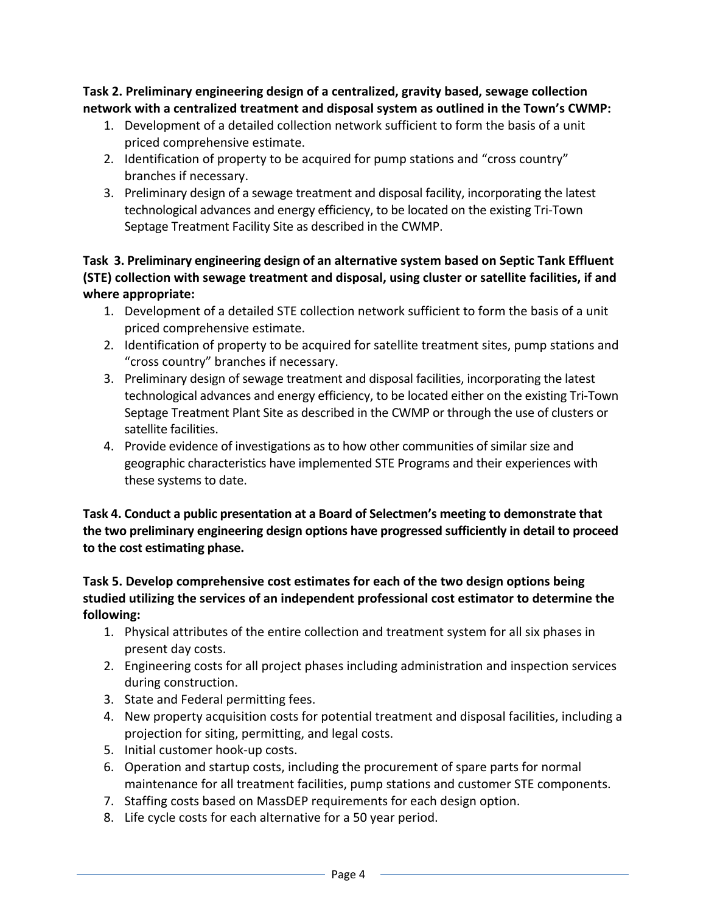**Task 2. Preliminary engineering design of a centralized, gravity based, sewage collection network with a centralized treatment and disposal system as outlined in the Town's CWMP:**

1. Development of a detailed collection network sufficient to form the basis of a unit priced comprehensive estimate.
2. Identification of property to be acquired for pump stations and "cross country" branches if necessary.
3. Preliminary design of a sewage treatment and disposal facility, incorporating the latest technological advances and energy efficiency, to be located on the existing Tri-Town Septage Treatment Facility Site as described in the CWMP.

**Task 3. Preliminary engineering design of an alternative system based on Septic Tank Effluent (STE) collection with sewage treatment and disposal, using cluster or satellite facilities, if and where appropriate:**

1. Development of a detailed STE collection network sufficient to form the basis of a unit priced comprehensive estimate.
2. Identification of property to be acquired for satellite treatment sites, pump stations and "cross country" branches if necessary.
3. Preliminary design of sewage treatment and disposal facilities, incorporating the latest technological advances and energy efficiency, to be located either on the existing Tri-Town Septage Treatment Plant Site as described in the CWMP or through the use of clusters or satellite facilities.
4. Provide evidence of investigations as to how other communities of similar size and geographic characteristics have implemented STE Programs and their experiences with these systems to date.

**Task 4. Conduct a public presentation at a Board of Selectmen's meeting to demonstrate that the two preliminary engineering design options have progressed sufficiently in detail to proceed to the cost estimating phase.**

**Task 5. Develop comprehensive cost estimates for each of the two design options being studied utilizing the services of an independent professional cost estimator to determine the following:**

1. Physical attributes of the entire collection and treatment system for all six phases in present day costs.
2. Engineering costs for all project phases including administration and inspection services during construction.
3. State and Federal permitting fees.
4. New property acquisition costs for potential treatment and disposal facilities, including a projection for siting, permitting, and legal costs.
5. Initial customer hook-up costs.
6. Operation and startup costs, including the procurement of spare parts for normal maintenance for all treatment facilities, pump stations and customer STE components.
7. Staffing costs based on MassDEP requirements for each design option.
8. Life cycle costs for each alternative for a 50 year period.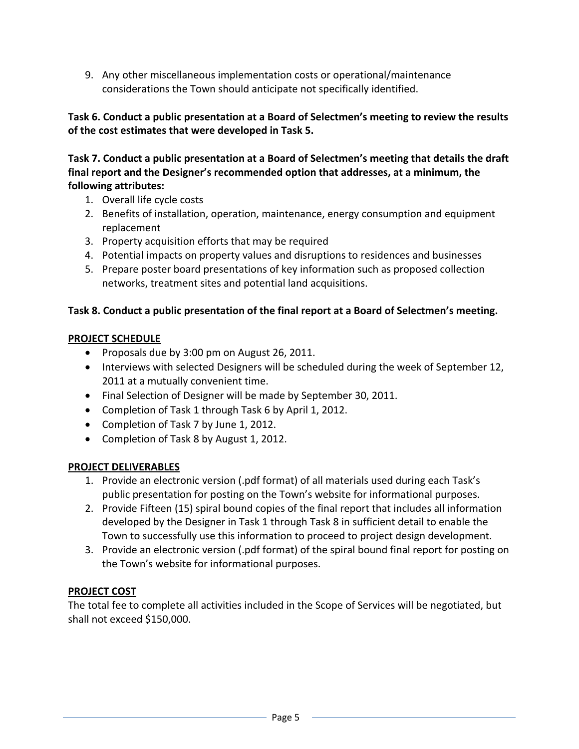9. Any other miscellaneous implementation costs or operational/maintenance considerations the Town should anticipate not specifically identified.

**Task 6. Conduct a public presentation at a Board of Selectmen's meeting to review the results of the cost estimates that were developed in Task 5.**

**Task 7. Conduct a public presentation at a Board of Selectmen's meeting that details the draft final report and the Designer's recommended option that addresses, at a minimum, the following attributes:**

1. Overall life cycle costs
2. Benefits of installation, operation, maintenance, energy consumption and equipment replacement
3. Property acquisition efforts that may be required
4. Potential impacts on property values and disruptions to residences and businesses
5. Prepare poster board presentations of key information such as proposed collection networks, treatment sites and potential land acquisitions.

**Task 8. Conduct a public presentation of the final report at a Board of Selectmen's meeting.**

**PROJECT SCHEDULE**

- Proposals due by 3:00 pm on August 26, 2011.
- Interviews with selected Designers will be scheduled during the week of September 12, 2011 at a mutually convenient time.
- Final Selection of Designer will be made by September 30, 2011.
- Completion of Task 1 through Task 6 by April 1, 2012.
- Completion of Task 7 by June 1, 2012.
- Completion of Task 8 by August 1, 2012.

**PROJECT DELIVERABLES**

1. Provide an electronic version (.pdf format) of all materials used during each Task's public presentation for posting on the Town's website for informational purposes.
2. Provide Fifteen (15) spiral bound copies of the final report that includes all information developed by the Designer in Task 1 through Task 8 in sufficient detail to enable the Town to successfully use this information to proceed to project design development.
3. Provide an electronic version (.pdf format) of the spiral bound final report for posting on the Town's website for informational purposes.

**PROJECT COST**

The total fee to complete all activities included in the Scope of Services will be negotiated, but shall not exceed $150,000.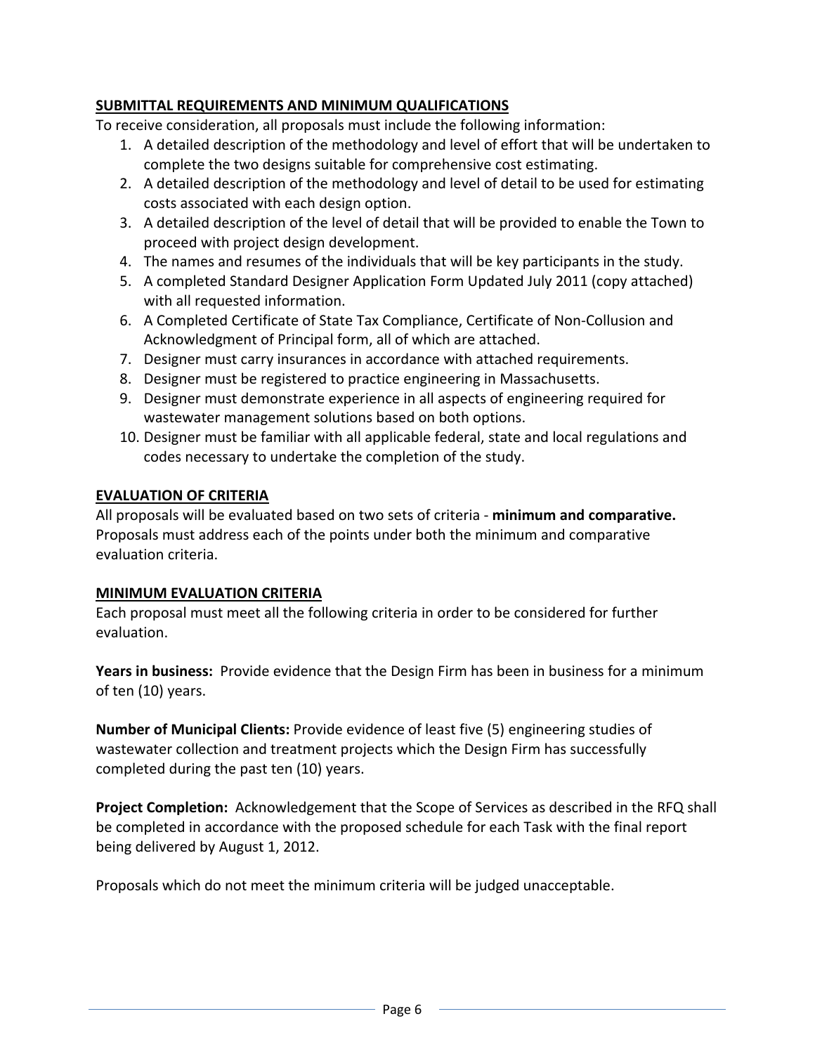## SUBMITTAL REQUIREMENTS AND MINIMUM QUALIFICATIONS

To receive consideration, all proposals must include the following information:

1. A detailed description of the methodology and level of effort that will be undertaken to complete the two designs suitable for comprehensive cost estimating.
2. A detailed description of the methodology and level of detail to be used for estimating costs associated with each design option.
3. A detailed description of the level of detail that will be provided to enable the Town to proceed with project design development.
4. The names and resumes of the individuals that will be key participants in the study.
5. A completed Standard Designer Application Form Updated July 2011 (copy attached) with all requested information.
6. A Completed Certificate of State Tax Compliance, Certificate of Non-Collusion and Acknowledgment of Principal form, all of which are attached.
7. Designer must carry insurances in accordance with attached requirements.
8. Designer must be registered to practice engineering in Massachusetts.
9. Designer must demonstrate experience in all aspects of engineering required for wastewater management solutions based on both options.
10. Designer must be familiar with all applicable federal, state and local regulations and codes necessary to undertake the completion of the study.

## EVALUATION OF CRITERIA

All proposals will be evaluated based on two sets of criteria - **minimum and comparative.** Proposals must address each of the points under both the minimum and comparative evaluation criteria.

## MINIMUM EVALUATION CRITERIA

Each proposal must meet all the following criteria in order to be considered for further evaluation.

**Years in business:** Provide evidence that the Design Firm has been in business for a minimum of ten (10) years.

**Number of Municipal Clients:** Provide evidence of least five (5) engineering studies of wastewater collection and treatment projects which the Design Firm has successfully completed during the past ten (10) years.

**Project Completion:** Acknowledgement that the Scope of Services as described in the RFQ shall be completed in accordance with the proposed schedule for each Task with the final report being delivered by August 1, 2012.

Proposals which do not meet the minimum criteria will be judged unacceptable.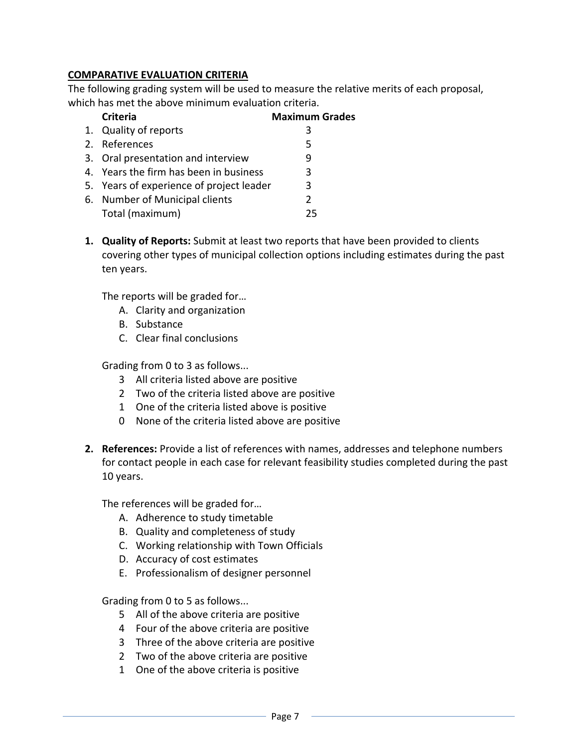## COMPARATIVE EVALUATION CRITERIA

The following grading system will be used to measure the relative merits of each proposal, which has met the above minimum evaluation criteria.

| | Criteria | Maximum Grades |
|---|---|---|
| 1. | Quality of reports | 3 |
| 2. | References | 5 |
| 3. | Oral presentation and interview | 9 |
| 4. | Years the firm has been in business | 3 |
| 5. | Years of experience of project leader | 3 |
| 6. | Number of Municipal clients | 2 |
| | Total (maximum) | 25 |

1. **Quality of Reports:** Submit at least two reports that have been provided to clients covering other types of municipal collection options including estimates during the past ten years.

   The reports will be graded for…

   A. Clarity and organization
   B. Substance
   C. Clear final conclusions

   Grading from 0 to 3 as follows...

   3 All criteria listed above are positive
   2 Two of the criteria listed above are positive
   1 One of the criteria listed above is positive
   0 None of the criteria listed above are positive

2. **References:** Provide a list of references with names, addresses and telephone numbers for contact people in each case for relevant feasibility studies completed during the past 10 years.

   The references will be graded for…

   A. Adherence to study timetable
   B. Quality and completeness of study
   C. Working relationship with Town Officials
   D. Accuracy of cost estimates
   E. Professionalism of designer personnel

   Grading from 0 to 5 as follows...

   5 All of the above criteria are positive
   4 Four of the above criteria are positive
   3 Three of the above criteria are positive
   2 Two of the above criteria are positive
   1 One of the above criteria is positive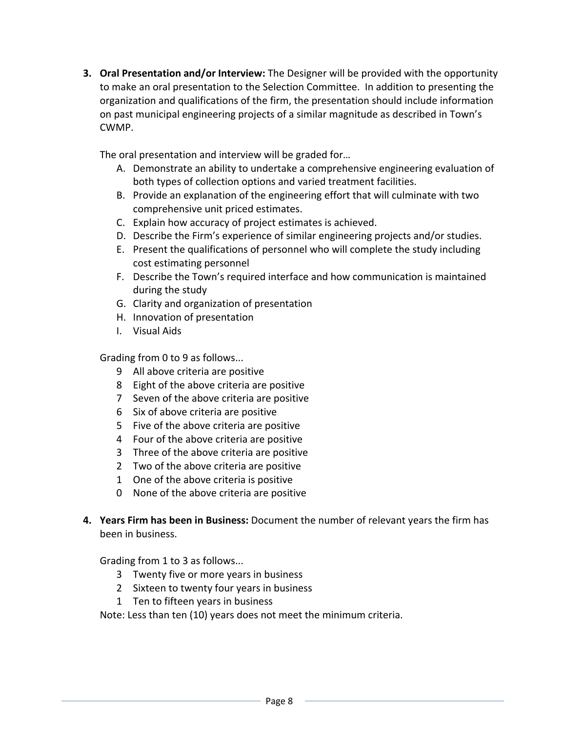3. **Oral Presentation and/or Interview:** The Designer will be provided with the opportunity to make an oral presentation to the Selection Committee. In addition to presenting the organization and qualifications of the firm, the presentation should include information on past municipal engineering projects of a similar magnitude as described in Town's CWMP.

   The oral presentation and interview will be graded for…

   A. Demonstrate an ability to undertake a comprehensive engineering evaluation of both types of collection options and varied treatment facilities.
   B. Provide an explanation of the engineering effort that will culminate with two comprehensive unit priced estimates.
   C. Explain how accuracy of project estimates is achieved.
   D. Describe the Firm's experience of similar engineering projects and/or studies.
   E. Present the qualifications of personnel who will complete the study including cost estimating personnel
   F. Describe the Town's required interface and how communication is maintained during the study
   G. Clarity and organization of presentation
   H. Innovation of presentation
   I. Visual Aids

   Grading from 0 to 9 as follows...

   - 9 All above criteria are positive
   - 8 Eight of the above criteria are positive
   - 7 Seven of the above criteria are positive
   - 6 Six of above criteria are positive
   - 5 Five of the above criteria are positive
   - 4 Four of the above criteria are positive
   - 3 Three of the above criteria are positive
   - 2 Two of the above criteria are positive
   - 1 One of the above criteria is positive
   - 0 None of the above criteria are positive

4. **Years Firm has been in Business:** Document the number of relevant years the firm has been in business.

   Grading from 1 to 3 as follows...

   - 3 Twenty five or more years in business
   - 2 Sixteen to twenty four years in business
   - 1 Ten to fifteen years in business

   Note: Less than ten (10) years does not meet the minimum criteria.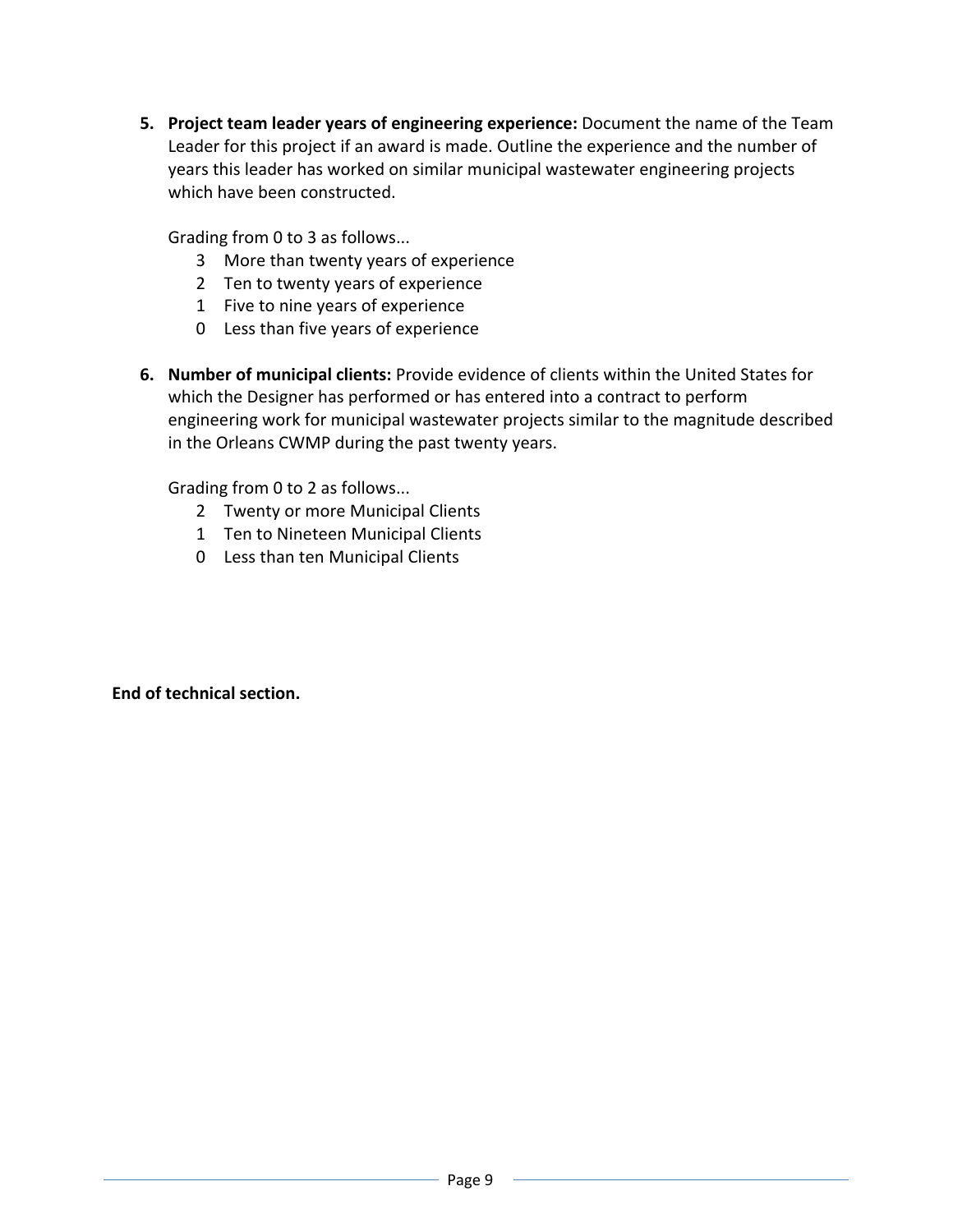5. **Project team leader years of engineering experience:** Document the name of the Team Leader for this project if an award is made. Outline the experience and the number of years this leader has worked on similar municipal wastewater engineering projects which have been constructed.

   Grading from 0 to 3 as follows...

   - 3 More than twenty years of experience
   - 2 Ten to twenty years of experience
   - 1 Five to nine years of experience
   - 0 Less than five years of experience

6. **Number of municipal clients:** Provide evidence of clients within the United States for which the Designer has performed or has entered into a contract to perform engineering work for municipal wastewater projects similar to the magnitude described in the Orleans CWMP during the past twenty years.

   Grading from 0 to 2 as follows...

   - 2 Twenty or more Municipal Clients
   - 1 Ten to Nineteen Municipal Clients
   - 0 Less than ten Municipal Clients

**End of technical section.**